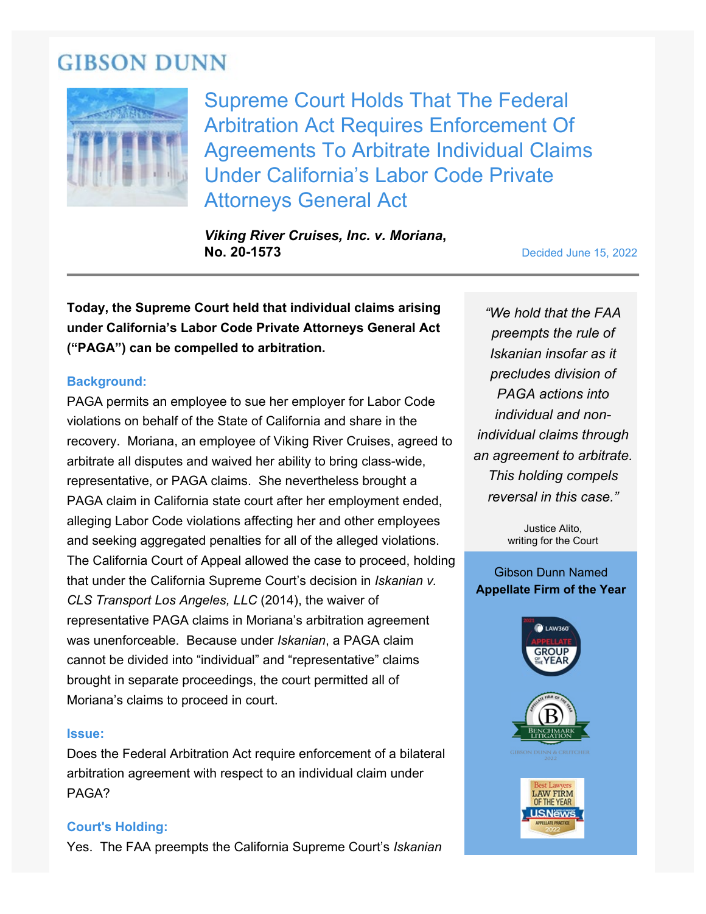# GIBSON DUNN

## Supreme Court Holds That The Federal Arbitration Act Requires Enforcement Of Agreements To Arbitrate Individual Claims Under California's Labor Code Private Attorneys General Act

***Viking River Cruises, Inc. v. Moriana*, No. 20-1573**

Decided June 15, 2022

**Today, the Supreme Court held that individual claims arising under California's Labor Code Private Attorneys General Act ("PAGA") can be compelled to arbitration.**

### Background:

PAGA permits an employee to sue her employer for Labor Code violations on behalf of the State of California and share in the recovery. Moriana, an employee of Viking River Cruises, agreed to arbitrate all disputes and waived her ability to bring class-wide, representative, or PAGA claims. She nevertheless brought a PAGA claim in California state court after her employment ended, alleging Labor Code violations affecting her and other employees and seeking aggregated penalties for all of the alleged violations. The California Court of Appeal allowed the case to proceed, holding that under the California Supreme Court's decision in *Iskanian v. CLS Transport Los Angeles, LLC* (2014), the waiver of representative PAGA claims in Moriana's arbitration agreement was unenforceable. Because under *Iskanian*, a PAGA claim cannot be divided into "individual" and "representative" claims brought in separate proceedings, the court permitted all of Moriana's claims to proceed in court.

### Issue:

Does the Federal Arbitration Act require enforcement of a bilateral arbitration agreement with respect to an individual claim under PAGA?

### Court's Holding:

Yes. The FAA preempts the California Supreme Court's *Iskanian*

> *"We hold that the FAA preempts the rule of Iskanian insofar as it precludes division of PAGA actions into individual and non-individual claims through an agreement to arbitrate. This holding compels reversal in this case."*
>
> Justice Alito, writing for the Court

Gibson Dunn Named **Appellate Firm of the Year**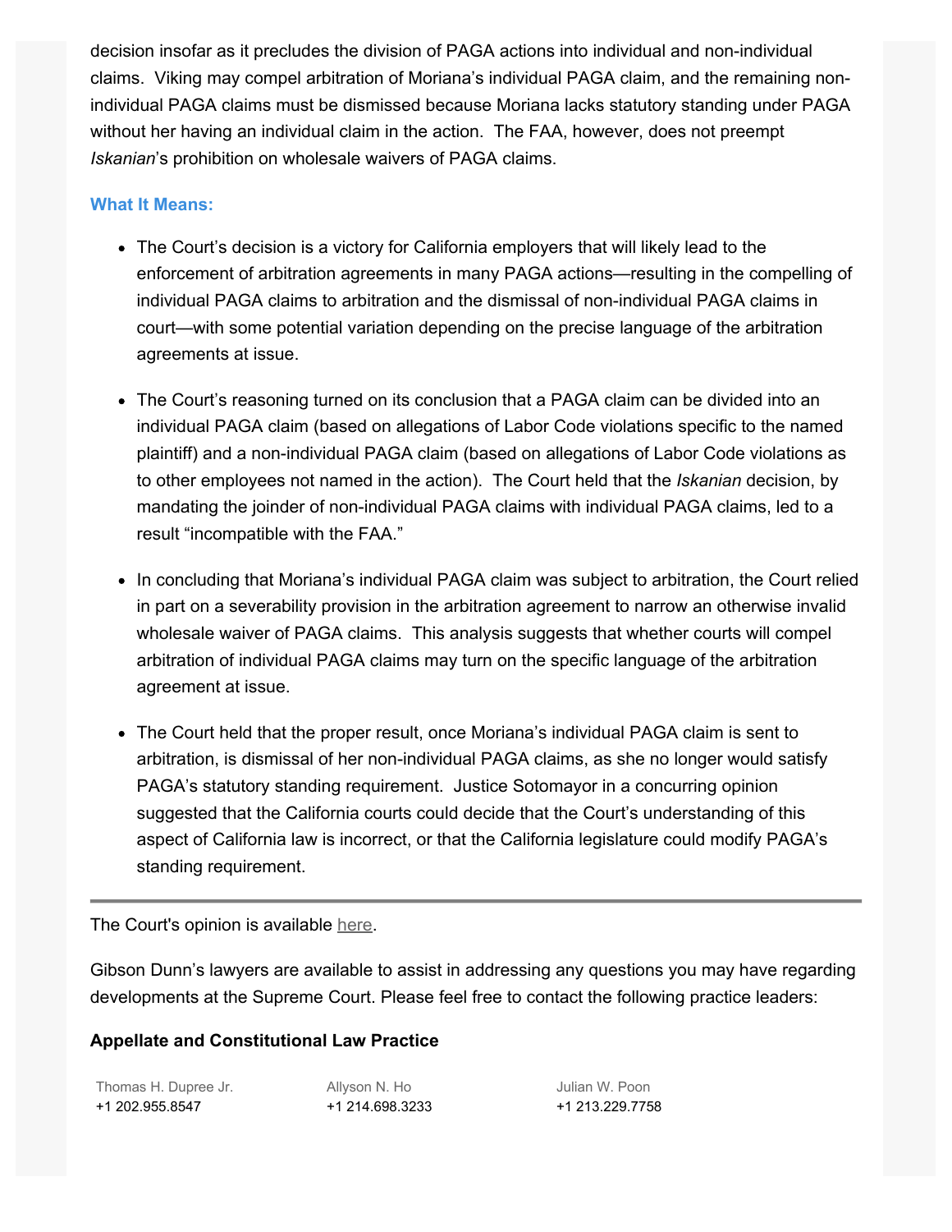decision insofar as it precludes the division of PAGA actions into individual and non-individual claims. Viking may compel arbitration of Moriana's individual PAGA claim, and the remaining non-individual PAGA claims must be dismissed because Moriana lacks statutory standing under PAGA without her having an individual claim in the action. The FAA, however, does not preempt *Iskanian*'s prohibition on wholesale waivers of PAGA claims.

### What It Means:

- The Court's decision is a victory for California employers that will likely lead to the enforcement of arbitration agreements in many PAGA actions—resulting in the compelling of individual PAGA claims to arbitration and the dismissal of non-individual PAGA claims in court—with some potential variation depending on the precise language of the arbitration agreements at issue.

- The Court's reasoning turned on its conclusion that a PAGA claim can be divided into an individual PAGA claim (based on allegations of Labor Code violations specific to the named plaintiff) and a non-individual PAGA claim (based on allegations of Labor Code violations as to other employees not named in the action). The Court held that the *Iskanian* decision, by mandating the joinder of non-individual PAGA claims with individual PAGA claims, led to a result "incompatible with the FAA."

- In concluding that Moriana's individual PAGA claim was subject to arbitration, the Court relied in part on a severability provision in the arbitration agreement to narrow an otherwise invalid wholesale waiver of PAGA claims. This analysis suggests that whether courts will compel arbitration of individual PAGA claims may turn on the specific language of the arbitration agreement at issue.

- The Court held that the proper result, once Moriana's individual PAGA claim is sent to arbitration, is dismissal of her non-individual PAGA claims, as she no longer would satisfy PAGA's statutory standing requirement. Justice Sotomayor in a concurring opinion suggested that the California courts could decide that the Court's understanding of this aspect of California law is incorrect, or that the California legislature could modify PAGA's standing requirement.

---

The Court's opinion is available here.

Gibson Dunn's lawyers are available to assist in addressing any questions you may have regarding developments at the Supreme Court. Please feel free to contact the following practice leaders:

**Appellate and Constitutional Law Practice**

| Thomas H. Dupree Jr. | Allyson N. Ho | Julian W. Poon |
|---|---|---|
| +1 202.955.8547 | +1 214.698.3233 | +1 213.229.7758 |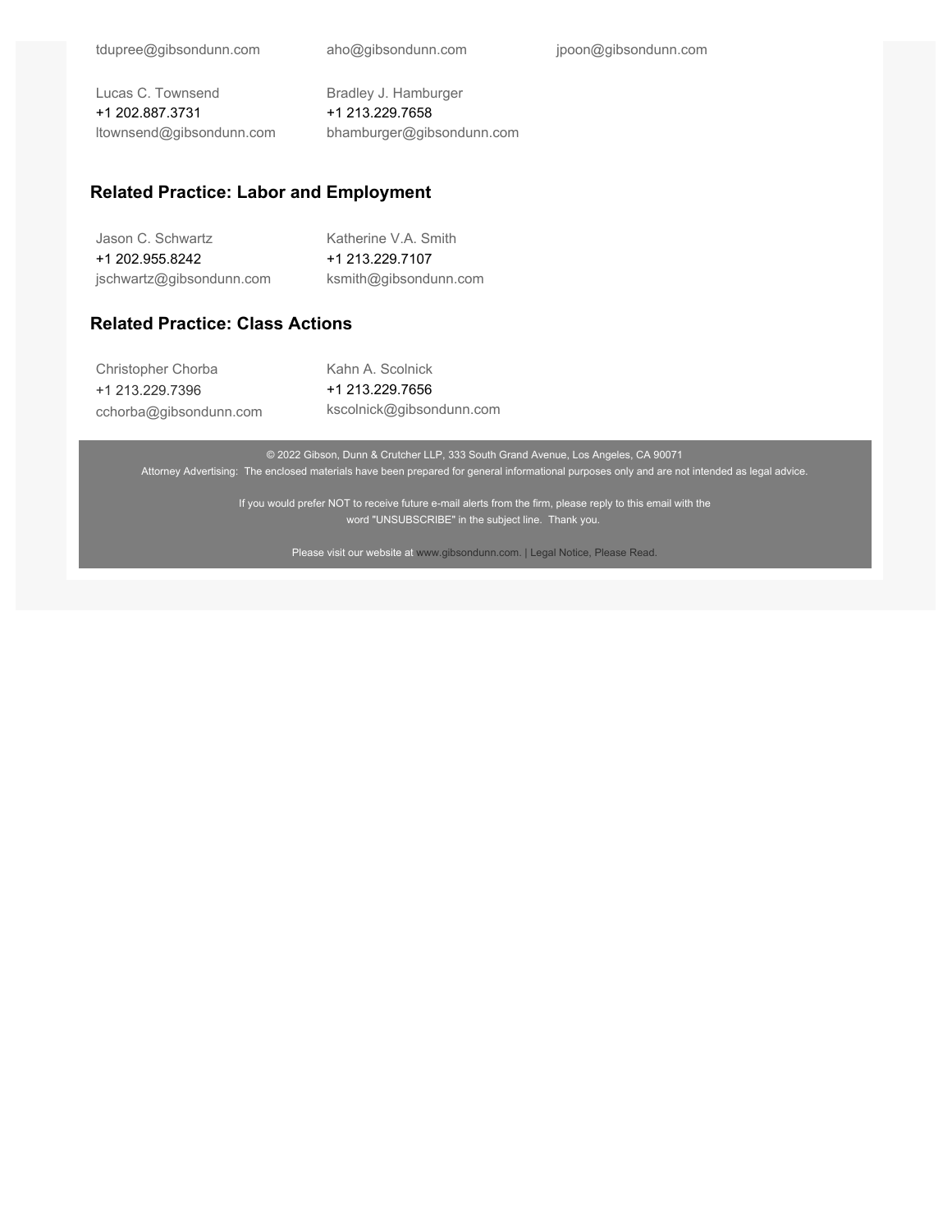tdupree@gibsondunn.com

aho@gibsondunn.com

jpoon@gibsondunn.com

Lucas C. Townsend
+1 202.887.3731
ltownsend@gibsondunn.com

Bradley J. Hamburger
+1 213.229.7658
bhamburger@gibsondunn.com

**Related Practice: Labor and Employment**

Jason C. Schwartz
+1 202.955.8242
jschwartz@gibsondunn.com

Katherine V.A. Smith
+1 213.229.7107
ksmith@gibsondunn.com

**Related Practice: Class Actions**

Christopher Chorba
+1 213.229.7396
cchorba@gibsondunn.com

Kahn A. Scolnick
+1 213.229.7656
kscolnick@gibsondunn.com

© 2022 Gibson, Dunn & Crutcher LLP, 333 South Grand Avenue, Los Angeles, CA 90071
Attorney Advertising: The enclosed materials have been prepared for general informational purposes only and are not intended as legal advice.

If you would prefer NOT to receive future e-mail alerts from the firm, please reply to this email with the word "UNSUBSCRIBE" in the subject line. Thank you.

Please visit our website at www.gibsondunn.com. | Legal Notice, Please Read.